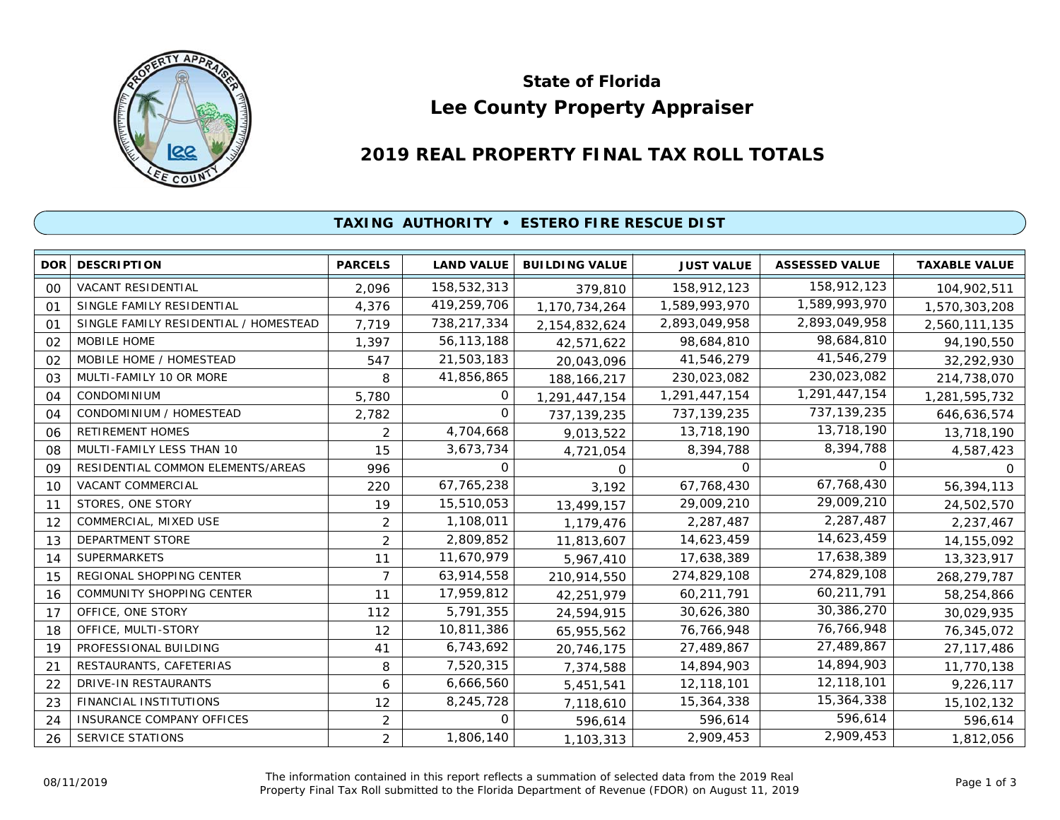# State of Florida
# Lee County Property Appraiser

## 2019 REAL PROPERTY FINAL TAX ROLL TOTALS

### TAXING AUTHORITY • ESTERO FIRE RESCUE DIST

| DOR | DESCRIPTION | PARCELS | LAND VALUE | BUILDING VALUE | JUST VALUE | ASSESSED VALUE | TAXABLE VALUE |
|---|---|---|---|---|---|---|---|
| 00 | VACANT RESIDENTIAL | 2,096 | 158,532,313 | 379,810 | 158,912,123 | 158,912,123 | 104,902,511 |
| 01 | SINGLE FAMILY RESIDENTIAL | 4,376 | 419,259,706 | 1,170,734,264 | 1,589,993,970 | 1,589,993,970 | 1,570,303,208 |
| 01 | SINGLE FAMILY RESIDENTIAL / HOMESTEAD | 7,719 | 738,217,334 | 2,154,832,624 | 2,893,049,958 | 2,893,049,958 | 2,560,111,135 |
| 02 | MOBILE HOME | 1,397 | 56,113,188 | 42,571,622 | 98,684,810 | 98,684,810 | 94,190,550 |
| 02 | MOBILE HOME / HOMESTEAD | 547 | 21,503,183 | 20,043,096 | 41,546,279 | 41,546,279 | 32,292,930 |
| 03 | MULTI-FAMILY 10 OR MORE | 8 | 41,856,865 | 188,166,217 | 230,023,082 | 230,023,082 | 214,738,070 |
| 04 | CONDOMINIUM | 5,780 | 0 | 1,291,447,154 | 1,291,447,154 | 1,291,447,154 | 1,281,595,732 |
| 04 | CONDOMINIUM / HOMESTEAD | 2,782 | 0 | 737,139,235 | 737,139,235 | 737,139,235 | 646,636,574 |
| 06 | RETIREMENT HOMES | 2 | 4,704,668 | 9,013,522 | 13,718,190 | 13,718,190 | 13,718,190 |
| 08 | MULTI-FAMILY LESS THAN 10 | 15 | 3,673,734 | 4,721,054 | 8,394,788 | 8,394,788 | 4,587,423 |
| 09 | RESIDENTIAL COMMON ELEMENTS/AREAS | 996 | 0 | 0 | 0 | 0 | 0 |
| 10 | VACANT COMMERCIAL | 220 | 67,765,238 | 3,192 | 67,768,430 | 67,768,430 | 56,394,113 |
| 11 | STORES, ONE STORY | 19 | 15,510,053 | 13,499,157 | 29,009,210 | 29,009,210 | 24,502,570 |
| 12 | COMMERCIAL, MIXED USE | 2 | 1,108,011 | 1,179,476 | 2,287,487 | 2,287,487 | 2,237,467 |
| 13 | DEPARTMENT STORE | 2 | 2,809,852 | 11,813,607 | 14,623,459 | 14,623,459 | 14,155,092 |
| 14 | SUPERMARKETS | 11 | 11,670,979 | 5,967,410 | 17,638,389 | 17,638,389 | 13,323,917 |
| 15 | REGIONAL SHOPPING CENTER | 7 | 63,914,558 | 210,914,550 | 274,829,108 | 274,829,108 | 268,279,787 |
| 16 | COMMUNITY SHOPPING CENTER | 11 | 17,959,812 | 42,251,979 | 60,211,791 | 60,211,791 | 58,254,866 |
| 17 | OFFICE, ONE STORY | 112 | 5,791,355 | 24,594,915 | 30,626,380 | 30,386,270 | 30,029,935 |
| 18 | OFFICE, MULTI-STORY | 12 | 10,811,386 | 65,955,562 | 76,766,948 | 76,766,948 | 76,345,072 |
| 19 | PROFESSIONAL BUILDING | 41 | 6,743,692 | 20,746,175 | 27,489,867 | 27,489,867 | 27,117,486 |
| 21 | RESTAURANTS, CAFETERIAS | 8 | 7,520,315 | 7,374,588 | 14,894,903 | 14,894,903 | 11,770,138 |
| 22 | DRIVE-IN RESTAURANTS | 6 | 6,666,560 | 5,451,541 | 12,118,101 | 12,118,101 | 9,226,117 |
| 23 | FINANCIAL INSTITUTIONS | 12 | 8,245,728 | 7,118,610 | 15,364,338 | 15,364,338 | 15,102,132 |
| 24 | INSURANCE COMPANY OFFICES | 2 | 0 | 596,614 | 596,614 | 596,614 | 596,614 |
| 26 | SERVICE STATIONS | 2 | 1,806,140 | 1,103,313 | 2,909,453 | 2,909,453 | 1,812,056 |

08/11/2019

The information contained in this report reflects a summation of selected data from the 2019 Real Property Final Tax Roll submitted to the Florida Department of Revenue (FDOR) on August 11, 2019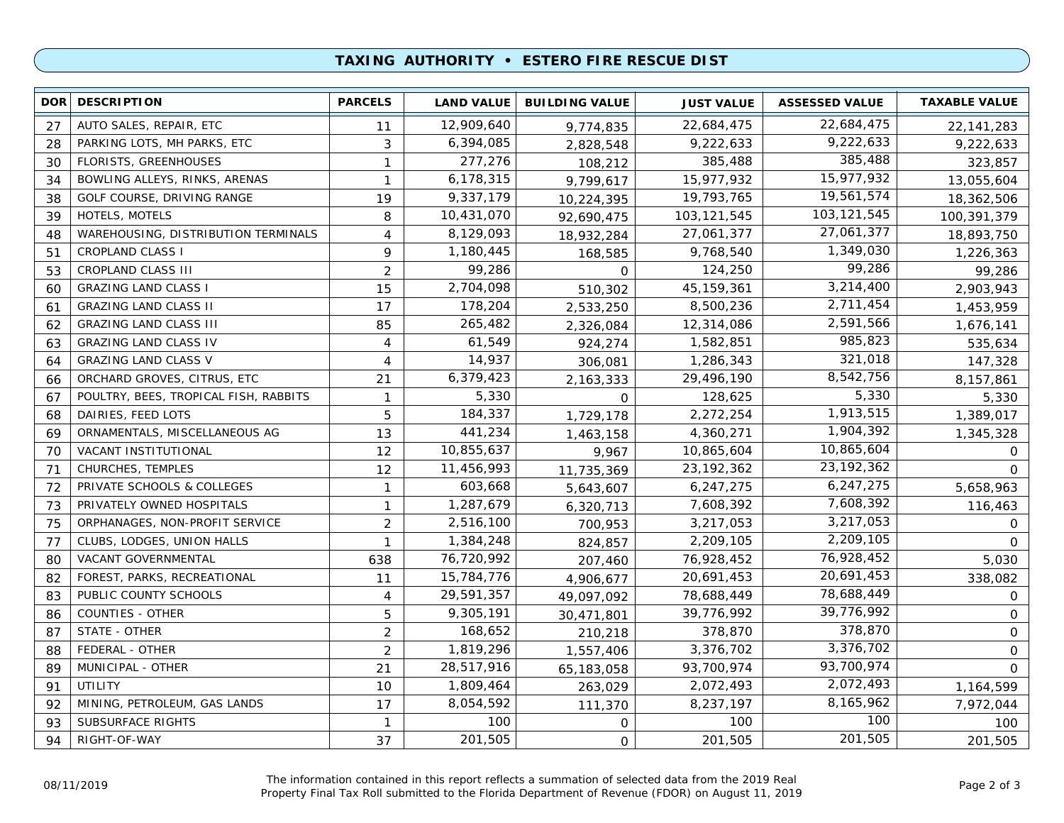## TAXING AUTHORITY • ESTERO FIRE RESCUE DIST

| DOR | DESCRIPTION | PARCELS | LAND VALUE | BUILDING VALUE | JUST VALUE | ASSESSED VALUE | TAXABLE VALUE |
|---|---|---|---|---|---|---|---|
| 27 | AUTO SALES, REPAIR, ETC | 11 | 12,909,640 | 9,774,835 | 22,684,475 | 22,684,475 | 22,141,283 |
| 28 | PARKING LOTS, MH PARKS, ETC | 3 | 6,394,085 | 2,828,548 | 9,222,633 | 9,222,633 | 9,222,633 |
| 30 | FLORISTS, GREENHOUSES | 1 | 277,276 | 108,212 | 385,488 | 385,488 | 323,857 |
| 34 | BOWLING ALLEYS, RINKS, ARENAS | 1 | 6,178,315 | 9,799,617 | 15,977,932 | 15,977,932 | 13,055,604 |
| 38 | GOLF COURSE, DRIVING RANGE | 19 | 9,337,179 | 10,224,395 | 19,793,765 | 19,561,574 | 18,362,506 |
| 39 | HOTELS, MOTELS | 8 | 10,431,070 | 92,690,475 | 103,121,545 | 103,121,545 | 100,391,379 |
| 48 | WAREHOUSING, DISTRIBUTION TERMINALS | 4 | 8,129,093 | 18,932,284 | 27,061,377 | 27,061,377 | 18,893,750 |
| 51 | CROPLAND CLASS I | 9 | 1,180,445 | 168,585 | 9,768,540 | 1,349,030 | 1,226,363 |
| 53 | CROPLAND CLASS III | 2 | 99,286 | 0 | 124,250 | 99,286 | 99,286 |
| 60 | GRAZING LAND CLASS I | 15 | 2,704,098 | 510,302 | 45,159,361 | 3,214,400 | 2,903,943 |
| 61 | GRAZING LAND CLASS II | 17 | 178,204 | 2,533,250 | 8,500,236 | 2,711,454 | 1,453,959 |
| 62 | GRAZING LAND CLASS III | 85 | 265,482 | 2,326,084 | 12,314,086 | 2,591,566 | 1,676,141 |
| 63 | GRAZING LAND CLASS IV | 4 | 61,549 | 924,274 | 1,582,851 | 985,823 | 535,634 |
| 64 | GRAZING LAND CLASS V | 4 | 14,937 | 306,081 | 1,286,343 | 321,018 | 147,328 |
| 66 | ORCHARD GROVES, CITRUS, ETC | 21 | 6,379,423 | 2,163,333 | 29,496,190 | 8,542,756 | 8,157,861 |
| 67 | POULTRY, BEES, TROPICAL FISH, RABBITS | 1 | 5,330 | 0 | 128,625 | 5,330 | 5,330 |
| 68 | DAIRIES, FEED LOTS | 5 | 184,337 | 1,729,178 | 2,272,254 | 1,913,515 | 1,389,017 |
| 69 | ORNAMENTALS, MISCELLANEOUS AG | 13 | 441,234 | 1,463,158 | 4,360,271 | 1,904,392 | 1,345,328 |
| 70 | VACANT INSTITUTIONAL | 12 | 10,855,637 | 9,967 | 10,865,604 | 10,865,604 | 0 |
| 71 | CHURCHES, TEMPLES | 12 | 11,456,993 | 11,735,369 | 23,192,362 | 23,192,362 | 0 |
| 72 | PRIVATE SCHOOLS & COLLEGES | 1 | 603,668 | 5,643,607 | 6,247,275 | 6,247,275 | 5,658,963 |
| 73 | PRIVATELY OWNED HOSPITALS | 1 | 1,287,679 | 6,320,713 | 7,608,392 | 7,608,392 | 116,463 |
| 75 | ORPHANAGES, NON-PROFIT SERVICE | 2 | 2,516,100 | 700,953 | 3,217,053 | 3,217,053 | 0 |
| 77 | CLUBS, LODGES, UNION HALLS | 1 | 1,384,248 | 824,857 | 2,209,105 | 2,209,105 | 0 |
| 80 | VACANT GOVERNMENTAL | 638 | 76,720,992 | 207,460 | 76,928,452 | 76,928,452 | 5,030 |
| 82 | FOREST, PARKS, RECREATIONAL | 11 | 15,784,776 | 4,906,677 | 20,691,453 | 20,691,453 | 338,082 |
| 83 | PUBLIC COUNTY SCHOOLS | 4 | 29,591,357 | 49,097,092 | 78,688,449 | 78,688,449 | 0 |
| 86 | COUNTIES - OTHER | 5 | 9,305,191 | 30,471,801 | 39,776,992 | 39,776,992 | 0 |
| 87 | STATE - OTHER | 2 | 168,652 | 210,218 | 378,870 | 378,870 | 0 |
| 88 | FEDERAL - OTHER | 2 | 1,819,296 | 1,557,406 | 3,376,702 | 3,376,702 | 0 |
| 89 | MUNICIPAL - OTHER | 21 | 28,517,916 | 65,183,058 | 93,700,974 | 93,700,974 | 0 |
| 91 | UTILITY | 10 | 1,809,464 | 263,029 | 2,072,493 | 2,072,493 | 1,164,599 |
| 92 | MINING, PETROLEUM, GAS LANDS | 17 | 8,054,592 | 111,370 | 8,237,197 | 8,165,962 | 7,972,044 |
| 93 | SUBSURFACE RIGHTS | 1 | 100 | 0 | 100 | 100 | 100 |
| 94 | RIGHT-OF-WAY | 37 | 201,505 | 0 | 201,505 | 201,505 | 201,505 |

08/11/2019

The information contained in this report reflects a summation of selected data from the 2019 Real Property Final Tax Roll submitted to the Florida Department of Revenue (FDOR) on August 11, 2019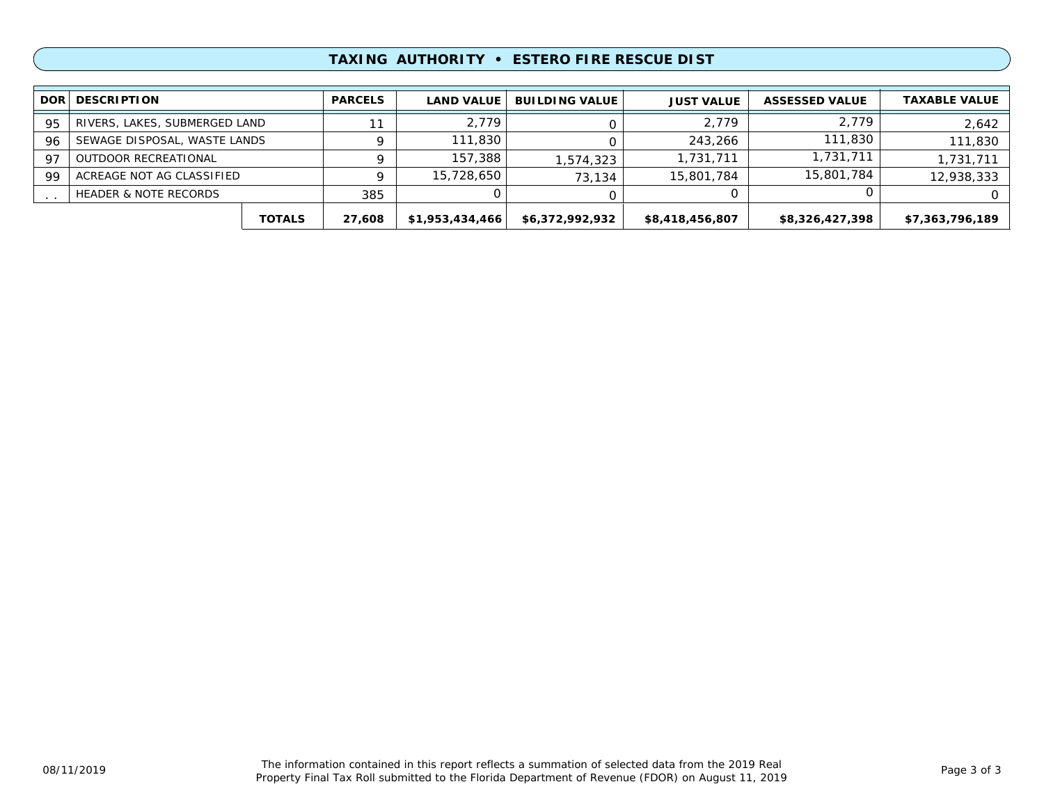## TAXING AUTHORITY • ESTERO FIRE RESCUE DIST

| DOR | DESCRIPTION | PARCELS | LAND VALUE | BUILDING VALUE | JUST VALUE | ASSESSED VALUE | TAXABLE VALUE |
|---|---|---|---|---|---|---|---|
| 95 | RIVERS, LAKES, SUBMERGED LAND | 11 | 2,779 | 0 | 2,779 | 2,779 | 2,642 |
| 96 | SEWAGE DISPOSAL, WASTE LANDS | 9 | 111,830 | 0 | 243,266 | 111,830 | 111,830 |
| 97 | OUTDOOR RECREATIONAL | 9 | 157,388 | 1,574,323 | 1,731,711 | 1,731,711 | 1,731,711 |
| 99 | ACREAGE NOT AG CLASSIFIED | 9 | 15,728,650 | 73,134 | 15,801,784 | 15,801,784 | 12,938,333 |
| .. | HEADER & NOTE RECORDS | 385 | 0 | 0 | 0 | 0 | 0 |
| | **TOTALS** | **27,608** | **$1,953,434,466** | **$6,372,992,932** | **$8,418,456,807** | **$8,326,427,398** | **$7,363,796,189** |

08/11/2019

The information contained in this report reflects a summation of selected data from the 2019 Real Property Final Tax Roll submitted to the Florida Department of Revenue (FDOR) on August 11, 2019